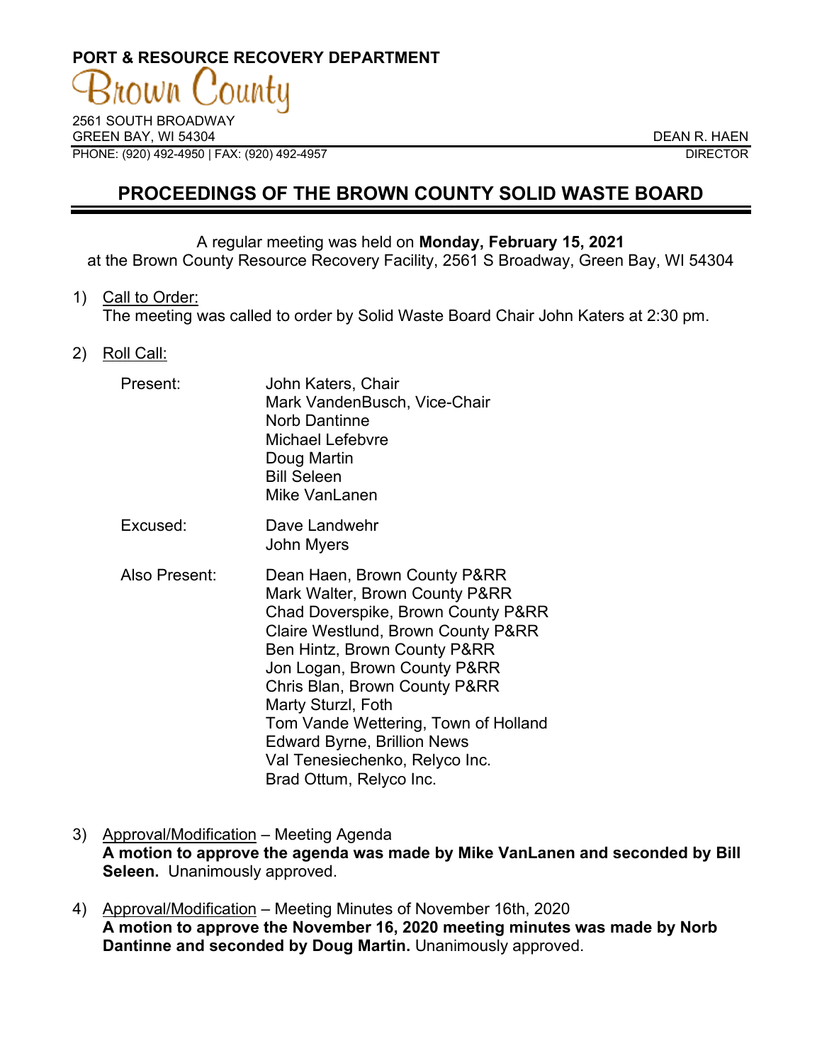**PORT & RESOURCE RECOVERY DEPARTMENT**

Brown County

2561 SOUTH BROADWAY
GREEN BAY, WI 54304
PHONE: (920) 492-4950 | FAX: (920) 492-4957

DEAN R. HAEN
DIRECTOR

# PROCEEDINGS OF THE BROWN COUNTY SOLID WASTE BOARD

A regular meeting was held on **Monday, February 15, 2021**
at the Brown County Resource Recovery Facility, 2561 S Broadway, Green Bay, WI 54304

1) Call to Order:
The meeting was called to order by Solid Waste Board Chair John Katers at 2:30 pm.

2) Roll Call:

| | |
|---|---|
| Present: | John Katers, Chair<br>Mark VandenBusch, Vice-Chair<br>Norb Dantinne<br>Michael Lefebvre<br>Doug Martin<br>Bill Seleen<br>Mike VanLanen |
| Excused: | Dave Landwehr<br>John Myers |
| Also Present: | Dean Haen, Brown County P&RR<br>Mark Walter, Brown County P&RR<br>Chad Doverspike, Brown County P&RR<br>Claire Westlund, Brown County P&RR<br>Ben Hintz, Brown County P&RR<br>Jon Logan, Brown County P&RR<br>Chris Blan, Brown County P&RR<br>Marty Sturzl, Foth<br>Tom Vande Wettering, Town of Holland<br>Edward Byrne, Brillion News<br>Val Tenesiechenko, Relyco Inc.<br>Brad Ottum, Relyco Inc. |

3) Approval/Modification – Meeting Agenda
**A motion to approve the agenda was made by Mike VanLanen and seconded by Bill Seleen.** Unanimously approved.

4) Approval/Modification – Meeting Minutes of November 16th, 2020
**A motion to approve the November 16, 2020 meeting minutes was made by Norb Dantinne and seconded by Doug Martin.** Unanimously approved.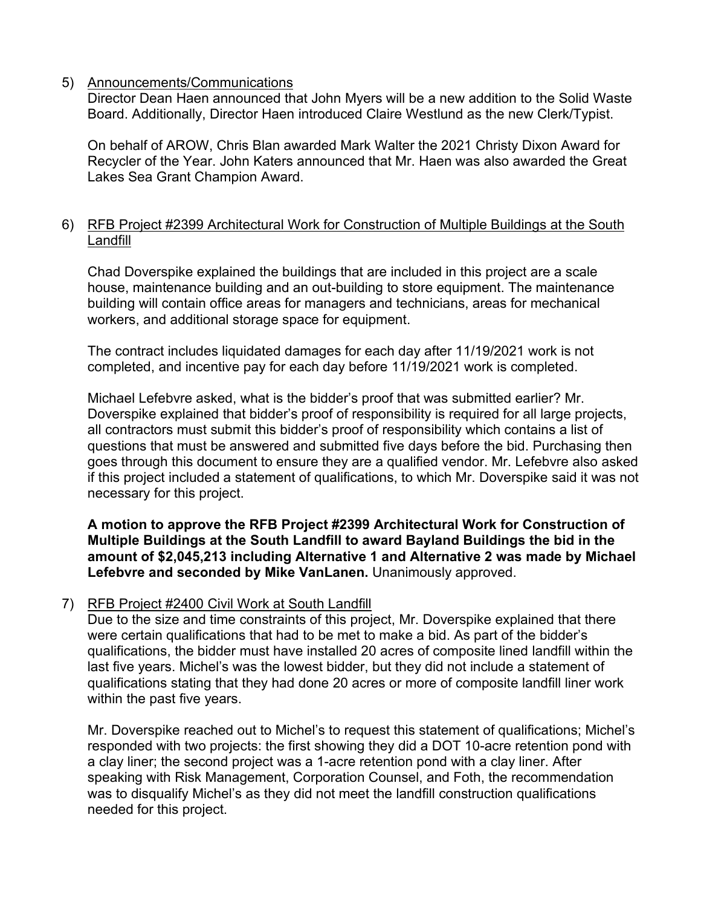5) Announcements/Communications

Director Dean Haen announced that John Myers will be a new addition to the Solid Waste Board. Additionally, Director Haen introduced Claire Westlund as the new Clerk/Typist.

On behalf of AROW, Chris Blan awarded Mark Walter the 2021 Christy Dixon Award for Recycler of the Year. John Katers announced that Mr. Haen was also awarded the Great Lakes Sea Grant Champion Award.

6) RFB Project #2399 Architectural Work for Construction of Multiple Buildings at the South Landfill

Chad Doverspike explained the buildings that are included in this project are a scale house, maintenance building and an out-building to store equipment. The maintenance building will contain office areas for managers and technicians, areas for mechanical workers, and additional storage space for equipment.

The contract includes liquidated damages for each day after 11/19/2021 work is not completed, and incentive pay for each day before 11/19/2021 work is completed.

Michael Lefebvre asked, what is the bidder's proof that was submitted earlier? Mr. Doverspike explained that bidder's proof of responsibility is required for all large projects, all contractors must submit this bidder's proof of responsibility which contains a list of questions that must be answered and submitted five days before the bid. Purchasing then goes through this document to ensure they are a qualified vendor. Mr. Lefebvre also asked if this project included a statement of qualifications, to which Mr. Doverspike said it was not necessary for this project.

**A motion to approve the RFB Project #2399 Architectural Work for Construction of Multiple Buildings at the South Landfill to award Bayland Buildings the bid in the amount of $2,045,213 including Alternative 1 and Alternative 2 was made by Michael Lefebvre and seconded by Mike VanLanen.** Unanimously approved.

7) RFB Project #2400 Civil Work at South Landfill

Due to the size and time constraints of this project, Mr. Doverspike explained that there were certain qualifications that had to be met to make a bid. As part of the bidder's qualifications, the bidder must have installed 20 acres of composite lined landfill within the last five years. Michel's was the lowest bidder, but they did not include a statement of qualifications stating that they had done 20 acres or more of composite landfill liner work within the past five years.

Mr. Doverspike reached out to Michel's to request this statement of qualifications; Michel's responded with two projects: the first showing they did a DOT 10-acre retention pond with a clay liner; the second project was a 1-acre retention pond with a clay liner. After speaking with Risk Management, Corporation Counsel, and Foth, the recommendation was to disqualify Michel's as they did not meet the landfill construction qualifications needed for this project.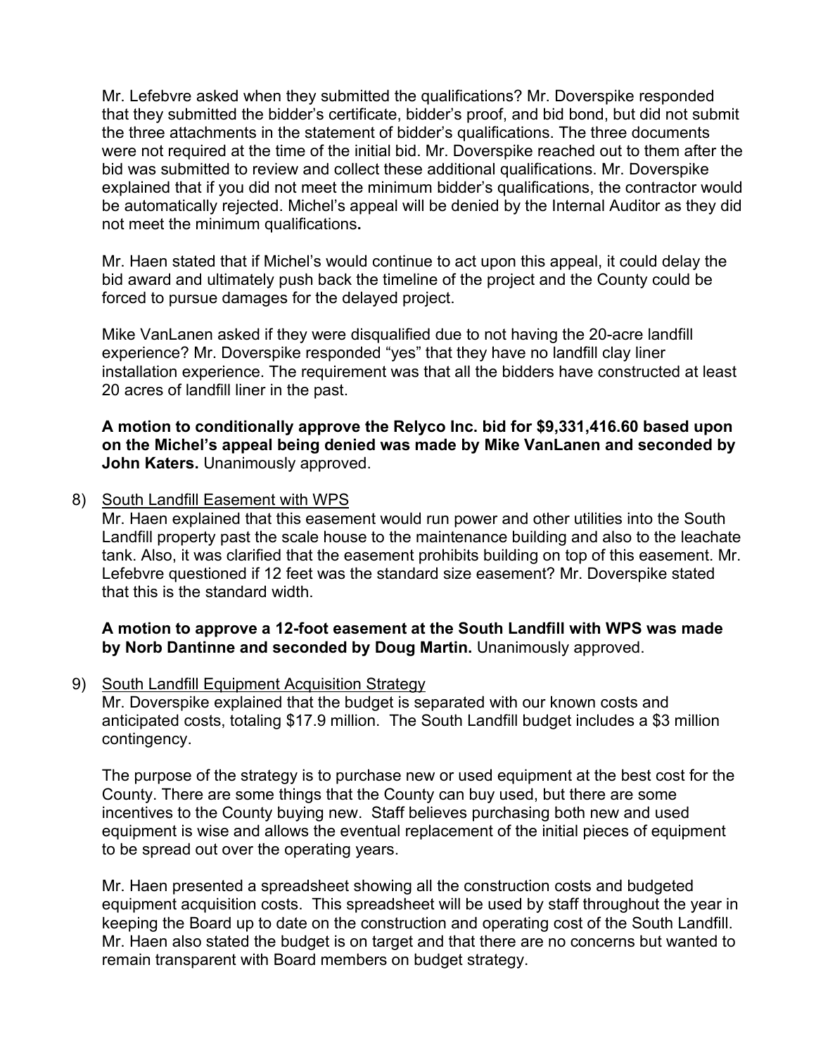Mr. Lefebvre asked when they submitted the qualifications? Mr. Doverspike responded that they submitted the bidder's certificate, bidder's proof, and bid bond, but did not submit the three attachments in the statement of bidder's qualifications. The three documents were not required at the time of the initial bid. Mr. Doverspike reached out to them after the bid was submitted to review and collect these additional qualifications. Mr. Doverspike explained that if you did not meet the minimum bidder's qualifications, the contractor would be automatically rejected. Michel's appeal will be denied by the Internal Auditor as they did not meet the minimum qualifications**.**

Mr. Haen stated that if Michel's would continue to act upon this appeal, it could delay the bid award and ultimately push back the timeline of the project and the County could be forced to pursue damages for the delayed project.

Mike VanLanen asked if they were disqualified due to not having the 20-acre landfill experience? Mr. Doverspike responded "yes" that they have no landfill clay liner installation experience. The requirement was that all the bidders have constructed at least 20 acres of landfill liner in the past.

**A motion to conditionally approve the Relyco Inc. bid for $9,331,416.60 based upon on the Michel's appeal being denied was made by Mike VanLanen and seconded by John Katers.** Unanimously approved.

8) South Landfill Easement with WPS

   Mr. Haen explained that this easement would run power and other utilities into the South Landfill property past the scale house to the maintenance building and also to the leachate tank. Also, it was clarified that the easement prohibits building on top of this easement. Mr. Lefebvre questioned if 12 feet was the standard size easement? Mr. Doverspike stated that this is the standard width.

   **A motion to approve a 12-foot easement at the South Landfill with WPS was made by Norb Dantinne and seconded by Doug Martin.** Unanimously approved.

9) South Landfill Equipment Acquisition Strategy

   Mr. Doverspike explained that the budget is separated with our known costs and anticipated costs, totaling $17.9 million. The South Landfill budget includes a $3 million contingency.

   The purpose of the strategy is to purchase new or used equipment at the best cost for the County. There are some things that the County can buy used, but there are some incentives to the County buying new. Staff believes purchasing both new and used equipment is wise and allows the eventual replacement of the initial pieces of equipment to be spread out over the operating years.

   Mr. Haen presented a spreadsheet showing all the construction costs and budgeted equipment acquisition costs. This spreadsheet will be used by staff throughout the year in keeping the Board up to date on the construction and operating cost of the South Landfill. Mr. Haen also stated the budget is on target and that there are no concerns but wanted to remain transparent with Board members on budget strategy.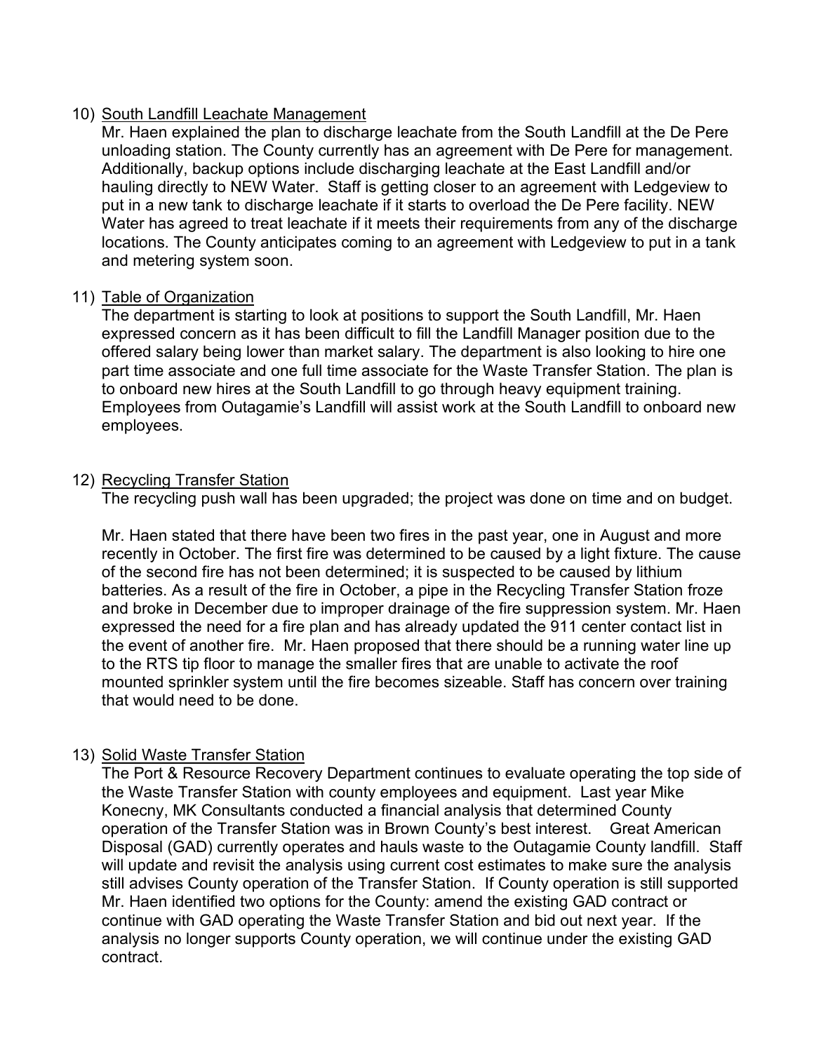10) South Landfill Leachate Management

Mr. Haen explained the plan to discharge leachate from the South Landfill at the De Pere unloading station. The County currently has an agreement with De Pere for management. Additionally, backup options include discharging leachate at the East Landfill and/or hauling directly to NEW Water. Staff is getting closer to an agreement with Ledgeview to put in a new tank to discharge leachate if it starts to overload the De Pere facility. NEW Water has agreed to treat leachate if it meets their requirements from any of the discharge locations. The County anticipates coming to an agreement with Ledgeview to put in a tank and metering system soon.

11) Table of Organization

The department is starting to look at positions to support the South Landfill, Mr. Haen expressed concern as it has been difficult to fill the Landfill Manager position due to the offered salary being lower than market salary. The department is also looking to hire one part time associate and one full time associate for the Waste Transfer Station. The plan is to onboard new hires at the South Landfill to go through heavy equipment training. Employees from Outagamie's Landfill will assist work at the South Landfill to onboard new employees.

12) Recycling Transfer Station

The recycling push wall has been upgraded; the project was done on time and on budget.

Mr. Haen stated that there have been two fires in the past year, one in August and more recently in October. The first fire was determined to be caused by a light fixture. The cause of the second fire has not been determined; it is suspected to be caused by lithium batteries. As a result of the fire in October, a pipe in the Recycling Transfer Station froze and broke in December due to improper drainage of the fire suppression system. Mr. Haen expressed the need for a fire plan and has already updated the 911 center contact list in the event of another fire. Mr. Haen proposed that there should be a running water line up to the RTS tip floor to manage the smaller fires that are unable to activate the roof mounted sprinkler system until the fire becomes sizeable. Staff has concern over training that would need to be done.

13) Solid Waste Transfer Station

The Port & Resource Recovery Department continues to evaluate operating the top side of the Waste Transfer Station with county employees and equipment. Last year Mike Konecny, MK Consultants conducted a financial analysis that determined County operation of the Transfer Station was in Brown County's best interest. Great American Disposal (GAD) currently operates and hauls waste to the Outagamie County landfill. Staff will update and revisit the analysis using current cost estimates to make sure the analysis still advises County operation of the Transfer Station. If County operation is still supported Mr. Haen identified two options for the County: amend the existing GAD contract or continue with GAD operating the Waste Transfer Station and bid out next year. If the analysis no longer supports County operation, we will continue under the existing GAD contract.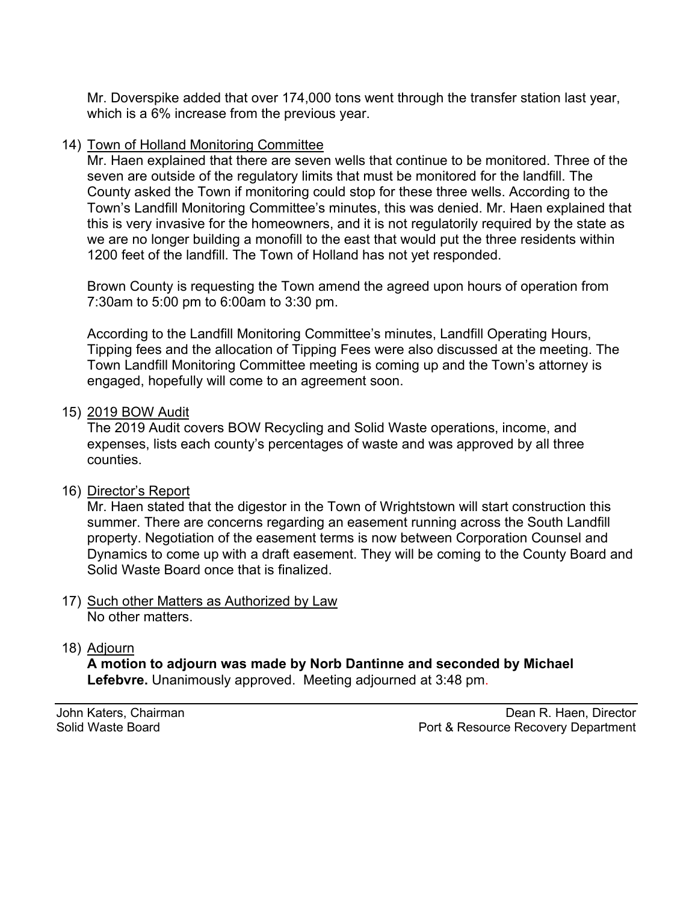Mr. Doverspike added that over 174,000 tons went through the transfer station last year, which is a 6% increase from the previous year.

14) Town of Holland Monitoring Committee

Mr. Haen explained that there are seven wells that continue to be monitored. Three of the seven are outside of the regulatory limits that must be monitored for the landfill. The County asked the Town if monitoring could stop for these three wells. According to the Town's Landfill Monitoring Committee's minutes, this was denied. Mr. Haen explained that this is very invasive for the homeowners, and it is not regulatorily required by the state as we are no longer building a monofill to the east that would put the three residents within 1200 feet of the landfill. The Town of Holland has not yet responded.

Brown County is requesting the Town amend the agreed upon hours of operation from 7:30am to 5:00 pm to 6:00am to 3:30 pm.

According to the Landfill Monitoring Committee's minutes, Landfill Operating Hours, Tipping fees and the allocation of Tipping Fees were also discussed at the meeting. The Town Landfill Monitoring Committee meeting is coming up and the Town's attorney is engaged, hopefully will come to an agreement soon.

15) 2019 BOW Audit

The 2019 Audit covers BOW Recycling and Solid Waste operations, income, and expenses, lists each county's percentages of waste and was approved by all three counties.

16) Director's Report

Mr. Haen stated that the digestor in the Town of Wrightstown will start construction this summer. There are concerns regarding an easement running across the South Landfill property. Negotiation of the easement terms is now between Corporation Counsel and Dynamics to come up with a draft easement. They will be coming to the County Board and Solid Waste Board once that is finalized.

17) Such other Matters as Authorized by Law

No other matters.

18) Adjourn

**A motion to adjourn was made by Norb Dantinne and seconded by Michael Lefebvre.** Unanimously approved. Meeting adjourned at 3:48 pm.

John Katers, Chairman
Solid Waste Board

Dean R. Haen, Director
Port & Resource Recovery Department